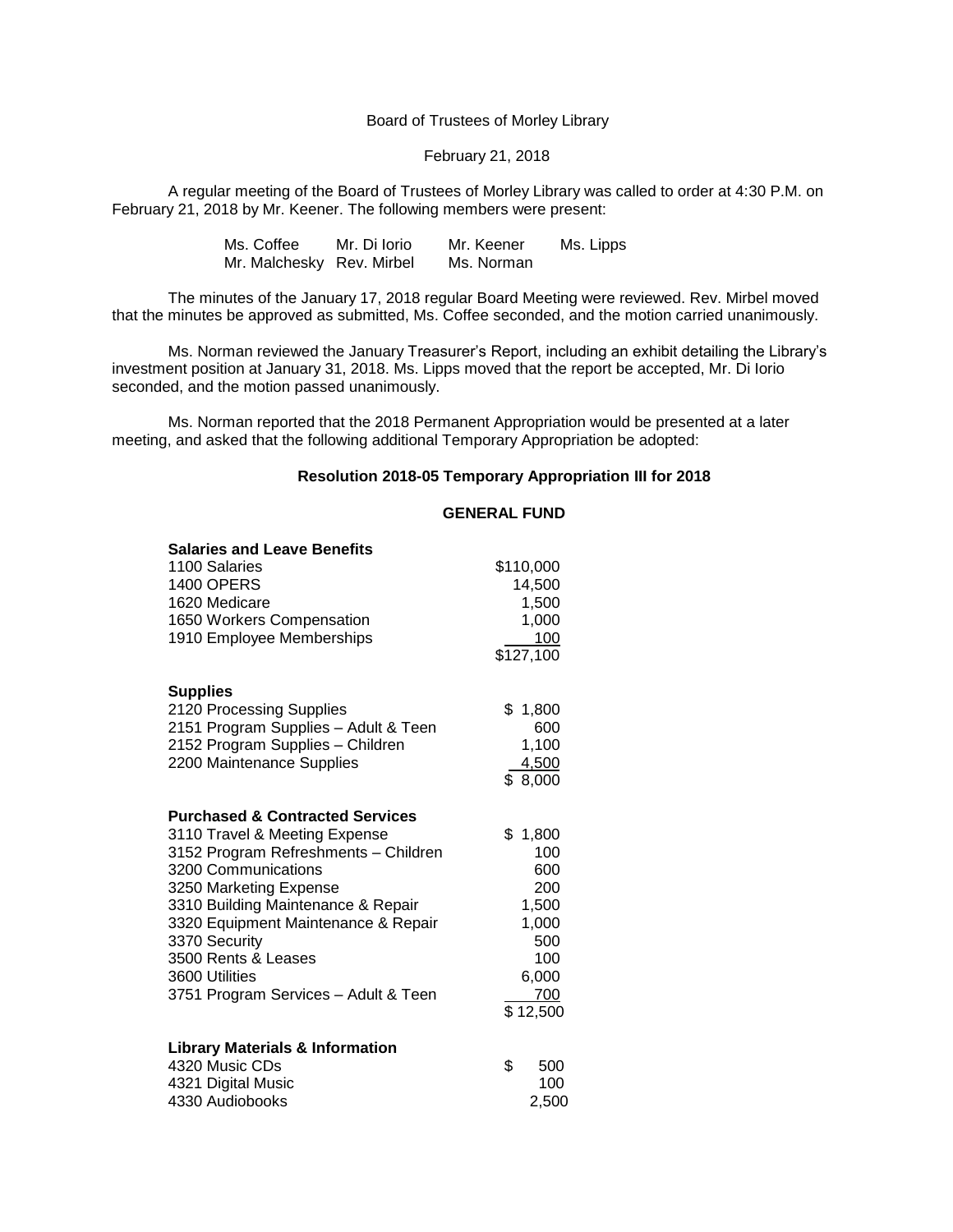Board of Trustees of Morley Library

February 21, 2018

A regular meeting of the Board of Trustees of Morley Library was called to order at 4:30 P.M. on February 21, 2018 by Mr. Keener. The following members were present:

| | | | |
|---|---|---|---|
| Ms. Coffee | Mr. Di Iorio | Mr. Keener | Ms. Lipps |
| Mr. Malchesky | Rev. Mirbel | Ms. Norman | |

The minutes of the January 17, 2018 regular Board Meeting were reviewed. Rev. Mirbel moved that the minutes be approved as submitted, Ms. Coffee seconded, and the motion carried unanimously.

Ms. Norman reviewed the January Treasurer's Report, including an exhibit detailing the Library's investment position at January 31, 2018. Ms. Lipps moved that the report be accepted, Mr. Di Iorio seconded, and the motion passed unanimously.

Ms. Norman reported that the 2018 Permanent Appropriation would be presented at a later meeting, and asked that the following additional Temporary Appropriation be adopted:

**Resolution 2018-05 Temporary Appropriation III for 2018**

**GENERAL FUND**

| Account | Amount |
|---|---|
| **Salaries and Leave Benefits** | |
| 1100 Salaries | $110,000 |
| 1400 OPERS | 14,500 |
| 1620 Medicare | 1,500 |
| 1650 Workers Compensation | 1,000 |
| 1910 Employee Memberships | 100 |
| | $127,100 |
| **Supplies** | |
| 2120 Processing Supplies | $ 1,800 |
| 2151 Program Supplies – Adult & Teen | 600 |
| 2152 Program Supplies – Children | 1,100 |
| 2200 Maintenance Supplies | 4,500 |
| | $ 8,000 |
| **Purchased & Contracted Services** | |
| 3110 Travel & Meeting Expense | $ 1,800 |
| 3152 Program Refreshments – Children | 100 |
| 3200 Communications | 600 |
| 3250 Marketing Expense | 200 |
| 3310 Building Maintenance & Repair | 1,500 |
| 3320 Equipment Maintenance & Repair | 1,000 |
| 3370 Security | 500 |
| 3500 Rents & Leases | 100 |
| 3600 Utilities | 6,000 |
| 3751 Program Services – Adult & Teen | 700 |
| | $ 12,500 |
| **Library Materials & Information** | |
| 4320 Music CDs | $ 500 |
| 4321 Digital Music | 100 |
| 4330 Audiobooks | 2,500 |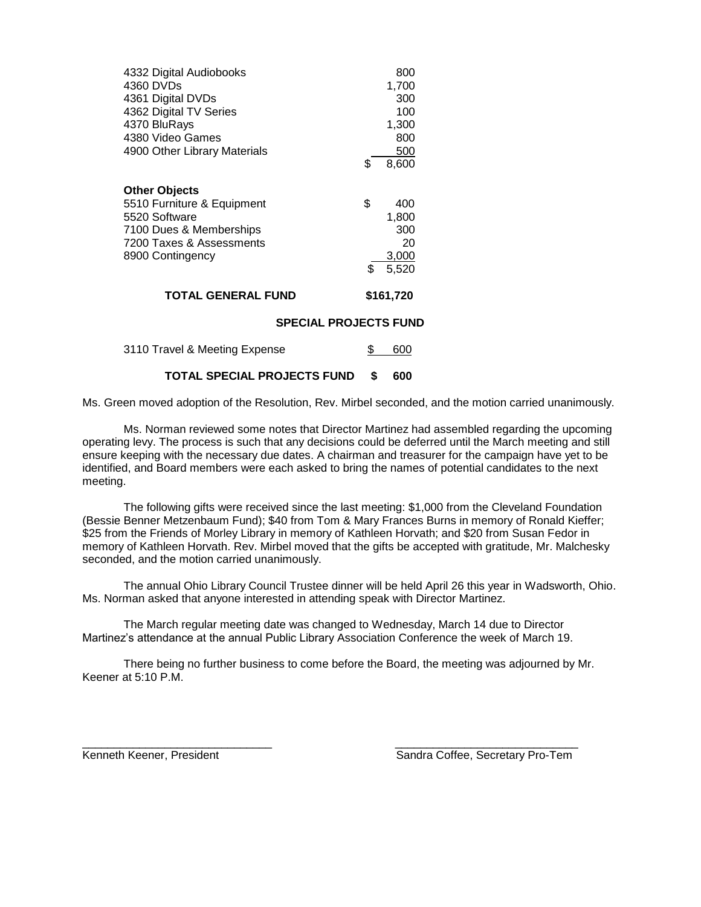| | |
|---|---|
| 4332 Digital Audiobooks | 800 |
| 4360 DVDs | 1,700 |
| 4361 Digital DVDs | 300 |
| 4362 Digital TV Series | 100 |
| 4370 BluRays | 1,300 |
| 4380 Video Games | 800 |
| 4900 Other Library Materials | 500 |
| | $ 8,600 |
| **Other Objects** | |
| 5510 Furniture & Equipment | $ 400 |
| 5520 Software | 1,800 |
| 7100 Dues & Memberships | 300 |
| 7200 Taxes & Assessments | 20 |
| 8900 Contingency | 3,000 |
| | $ 5,520 |
| **TOTAL GENERAL FUND** | **$161,720** |

**SPECIAL PROJECTS FUND**

| | |
|---|---|
| 3110 Travel & Meeting Expense | $ 600 |
| **TOTAL SPECIAL PROJECTS FUND** | **$ 600** |

Ms. Green moved adoption of the Resolution, Rev. Mirbel seconded, and the motion carried unanimously.

Ms. Norman reviewed some notes that Director Martinez had assembled regarding the upcoming operating levy. The process is such that any decisions could be deferred until the March meeting and still ensure keeping with the necessary due dates. A chairman and treasurer for the campaign have yet to be identified, and Board members were each asked to bring the names of potential candidates to the next meeting.

The following gifts were received since the last meeting: $1,000 from the Cleveland Foundation (Bessie Benner Metzenbaum Fund); $40 from Tom & Mary Frances Burns in memory of Ronald Kieffer; $25 from the Friends of Morley Library in memory of Kathleen Horvath; and $20 from Susan Fedor in memory of Kathleen Horvath. Rev. Mirbel moved that the gifts be accepted with gratitude, Mr. Malchesky seconded, and the motion carried unanimously.

The annual Ohio Library Council Trustee dinner will be held April 26 this year in Wadsworth, Ohio. Ms. Norman asked that anyone interested in attending speak with Director Martinez.

The March regular meeting date was changed to Wednesday, March 14 due to Director Martinez's attendance at the annual Public Library Association Conference the week of March 19.

There being no further business to come before the Board, the meeting was adjourned by Mr. Keener at 5:10 P.M.

______________________________
Kenneth Keener, President

______________________________
Sandra Coffee, Secretary Pro-Tem